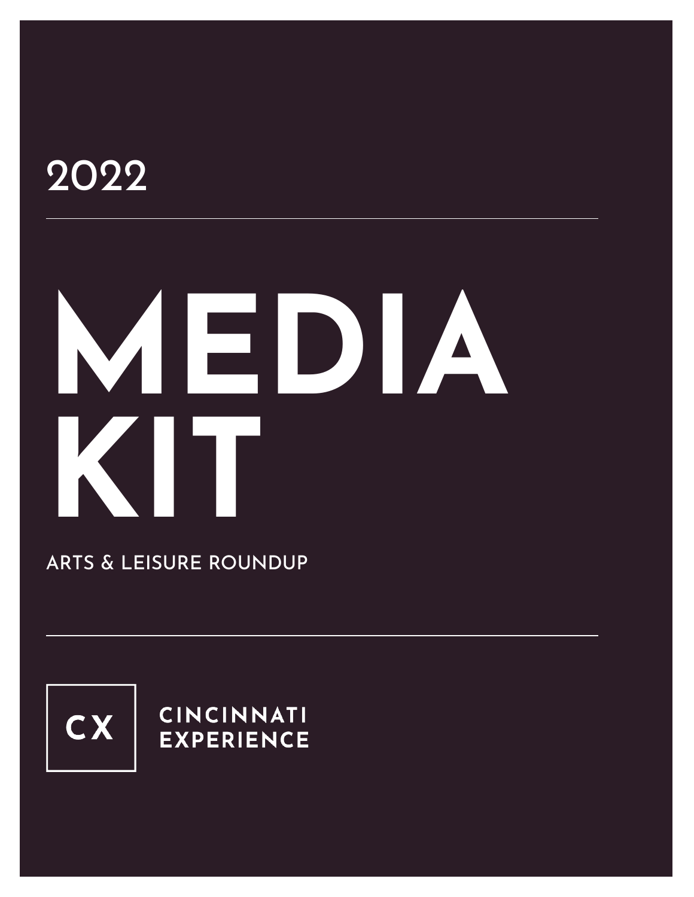2022

# MEDIA KIT

ARTS & LEISURE ROUNDUP

CX

CINCINNATI EXPERIENCE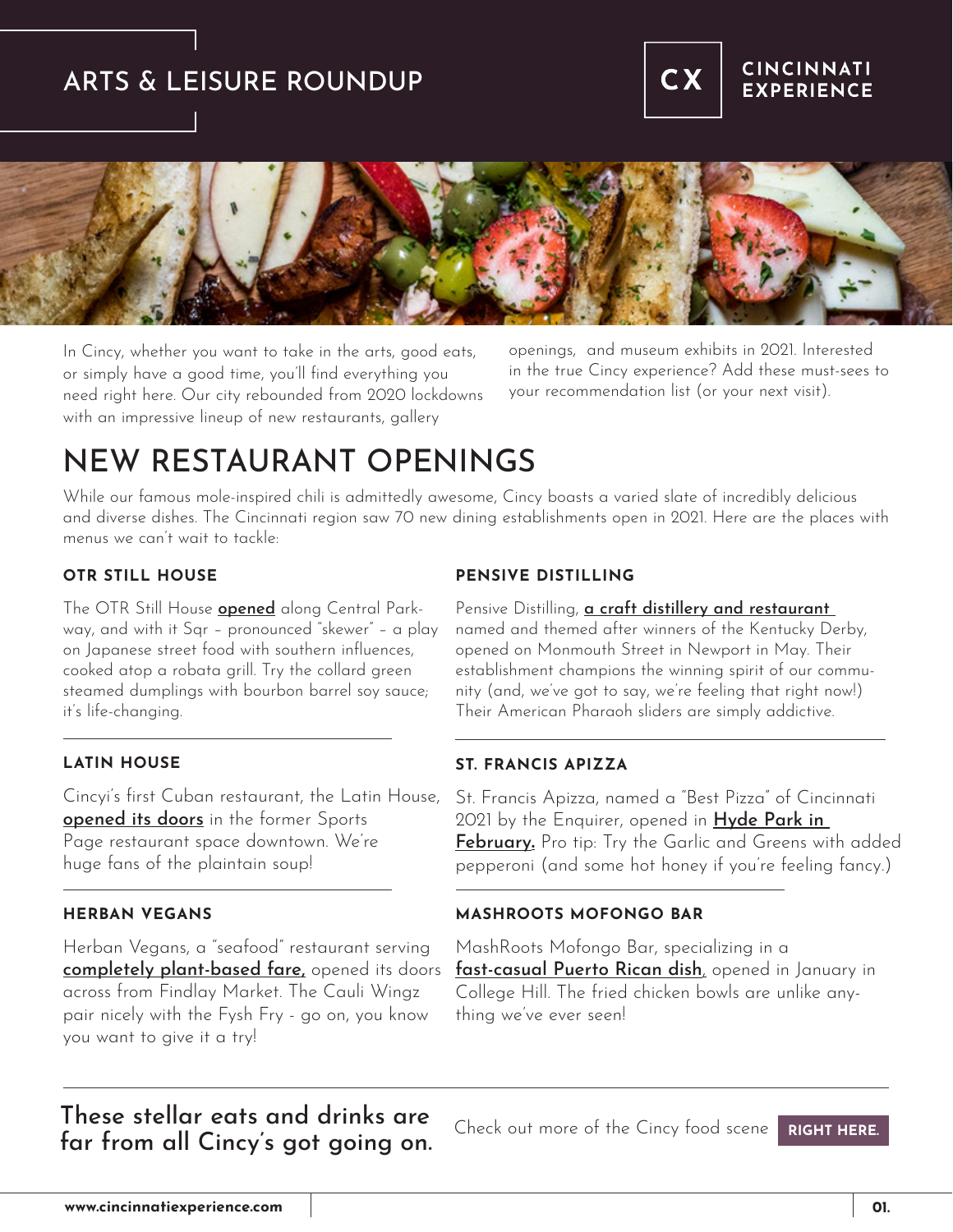# ARTS & LEISURE ROUNDUP

CX CINCINNATI EXPERIENCE

In Cincy, whether you want to take in the arts, good eats, or simply have a good time, you'll find everything you need right here. Our city rebounded from 2020 lockdowns with an impressive lineup of new restaurants, gallery openings, and museum exhibits in 2021. Interested in the true Cincy experience? Add these must-sees to your recommendation list (or your next visit).

## NEW RESTAURANT OPENINGS

While our famous mole-inspired chili is admittedly awesome, Cincy boasts a varied slate of incredibly delicious and diverse dishes. The Cincinnati region saw 70 new dining establishments open in 2021. Here are the places with menus we can't wait to tackle:

### OTR STILL HOUSE

The OTR Still House **opened** along Central Parkway, and with it Sqr – pronounced "skewer" – a play on Japanese street food with southern influences, cooked atop a robata grill. Try the collard green steamed dumplings with bourbon barrel soy sauce; it's life-changing.

### LATIN HOUSE

Cincyi's first Cuban restaurant, the Latin House, **opened its doors** in the former Sports Page restaurant space downtown. We're huge fans of the plaintain soup!

### HERBAN VEGANS

Herban Vegans, a "seafood" restaurant serving **completely plant-based fare,** opened its doors across from Findlay Market. The Cauli Wingz pair nicely with the Fysh Fry - go on, you know you want to give it a try!

### PENSIVE DISTILLING

Pensive Distilling, **a craft distillery and restaurant** named and themed after winners of the Kentucky Derby, opened on Monmouth Street in Newport in May. Their establishment champions the winning spirit of our community (and, we've got to say, we're feeling that right now!) Their American Pharaoh sliders are simply addictive.

### ST. FRANCIS APIZZA

St. Francis Apizza, named a "Best Pizza" of Cincinnati 2021 by the Enquirer, opened in **Hyde Park in February.** Pro tip: Try the Garlic and Greens with added pepperoni (and some hot honey if you're feeling fancy.)

### MASHROOTS MOFONGO BAR

MashRoots Mofongo Bar, specializing in a **fast-casual Puerto Rican dish,** opened in January in College Hill. The fried chicken bowls are unlike anything we've ever seen!

**These stellar eats and drinks are far from all Cincy's got going on.**

Check out more of the Cincy food scene **RIGHT HERE.**

www.cincinnatiexperience.com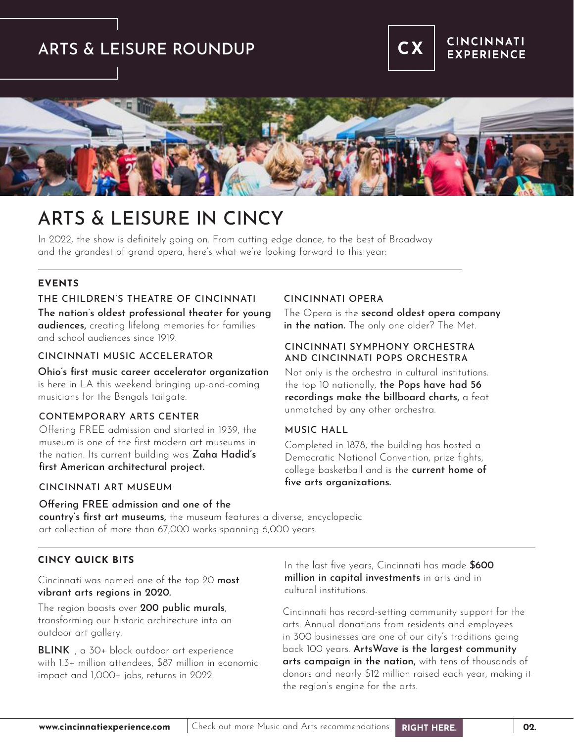# ARTS & LEISURE ROUNDUP

CX | CINCINNATI EXPERIENCE

## ARTS & LEISURE IN CINCY

In 2022, the show is definitely going on. From cutting edge dance, to the best of Broadway and the grandest of grand opera, here's what we're looking forward to this year:

### EVENTS

#### THE CHILDREN'S THEATRE OF CINCINNATI

**The nation's oldest professional theater for young audiences,** creating lifelong memories for families and school audiences since 1919.

#### CINCINNATI MUSIC ACCELERATOR

**Ohio's first music career accelerator organization** is here in LA this weekend bringing up-and-coming musicians for the Bengals tailgate.

#### CONTEMPORARY ARTS CENTER

Offering FREE admission and started in 1939, the museum is one of the first modern art museums in the nation. Its current building was **Zaha Hadid's first American architectural project.**

#### CINCINNATI ART MUSEUM

**Offering FREE admission and one of the country's first art museums,** the museum features a diverse, encyclopedic art collection of more than 67,000 works spanning 6,000 years.

#### CINCINNATI OPERA

The Opera is the **second oldest opera company in the nation.** The only one older? The Met.

#### CINCINNATI SYMPHONY ORCHESTRA AND CINCINNATI POPS ORCHESTRA

Not only is the orchestra in cultural institutions. the top 10 nationally, **the Pops have had 56 recordings make the billboard charts,** a feat unmatched by any other orchestra.

#### MUSIC HALL

Completed in 1878, the building has hosted a Democratic National Convention, prize fights, college basketball and is the **current home of five arts organizations.**

### CINCY QUICK BITS

Cincinnati was named one of the top 20 **most vibrant arts regions in 2020.**

The region boasts over **200 public murals**, transforming our historic architecture into an outdoor art gallery.

**BLINK** , a 30+ block outdoor art experience with 1.3+ million attendees, $87 million in economic impact and 1,000+ jobs, returns in 2022.

In the last five years, Cincinnati has made **$600 million in capital investments** in arts and in cultural institutions.

Cincinnati has record-setting community support for the arts. Annual donations from residents and employees in 300 businesses are one of our city's traditions going back 100 years. **ArtsWave is the largest community arts campaign in the nation,** with tens of thousands of donors and nearly $12 million raised each year, making it the region's engine for the arts.

**www.cincinnatiexperience.com** | Check out more Music and Arts recommendations **RIGHT HERE.**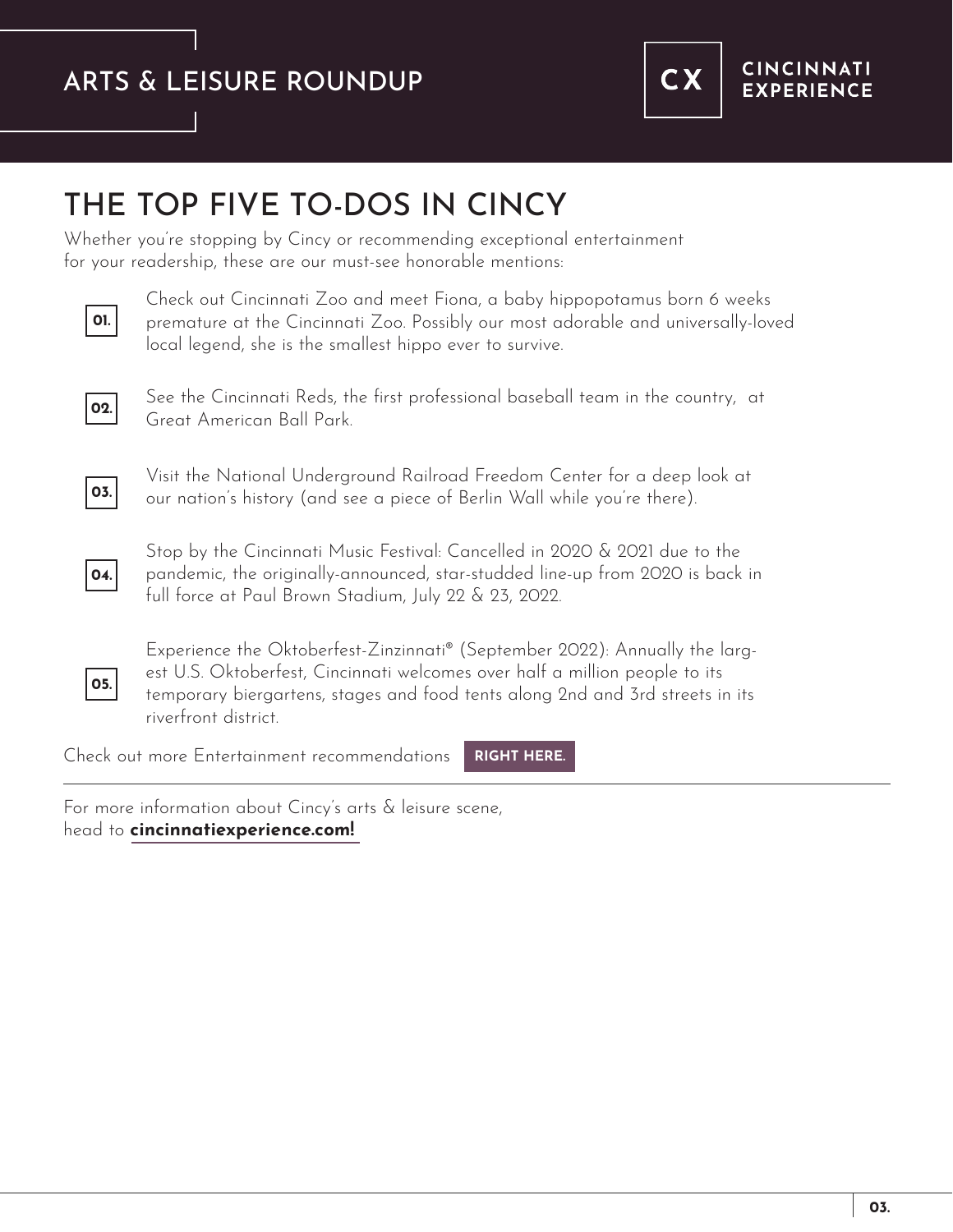ARTS & LEISURE ROUNDUP

**CX** CINCINNATI EXPERIENCE

# THE TOP FIVE TO-DOS IN CINCY

Whether you're stopping by Cincy or recommending exceptional entertainment for your readership, these are our must-see honorable mentions:

**01.** Check out Cincinnati Zoo and meet Fiona, a baby hippopotamus born 6 weeks premature at the Cincinnati Zoo. Possibly our most adorable and universally-loved local legend, she is the smallest hippo ever to survive.

**02.** See the Cincinnati Reds, the first professional baseball team in the country, at Great American Ball Park.

**03.** Visit the National Underground Railroad Freedom Center for a deep look at our nation's history (and see a piece of Berlin Wall while you're there).

**04.** Stop by the Cincinnati Music Festival: Cancelled in 2020 & 2021 due to the pandemic, the originally-announced, star-studded line-up from 2020 is back in full force at Paul Brown Stadium, July 22 & 23, 2022.

**05.** Experience the Oktoberfest-Zinzinnati® (September 2022): Annually the largest U.S. Oktoberfest, Cincinnati welcomes over half a million people to its temporary biergartens, stages and food tents along 2nd and 3rd streets in its riverfront district.

Check out more Entertainment recommendations **RIGHT HERE.**

---

For more information about Cincy's arts & leisure scene, head to **cincinnatiexperience.com!**